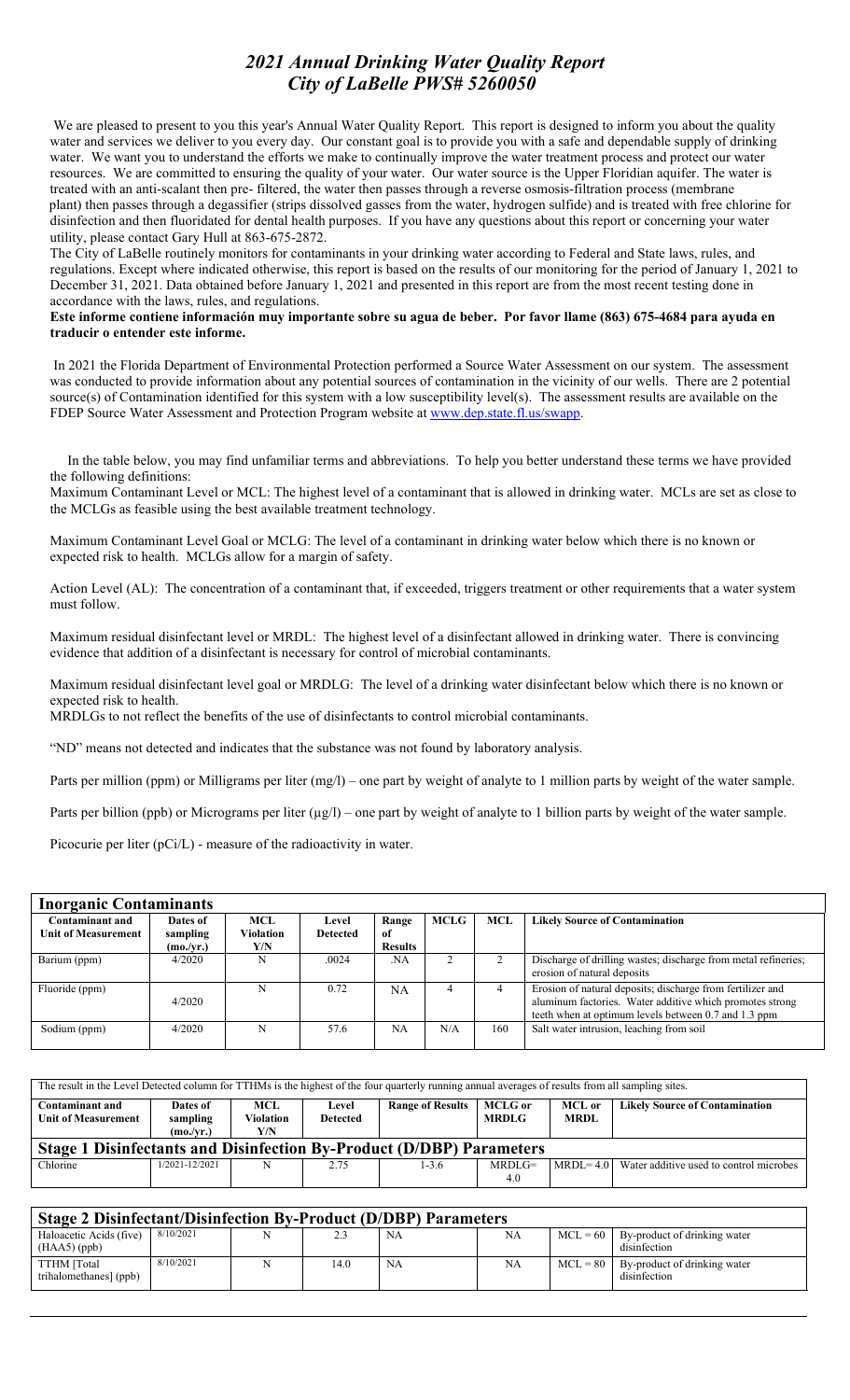# *2021 Annual Drinking Water Quality Report*
# *City of LaBelle PWS# 5260050*

We are pleased to present to you this year's Annual Water Quality Report. This report is designed to inform you about the quality water and services we deliver to you every day. Our constant goal is to provide you with a safe and dependable supply of drinking water. We want you to understand the efforts we make to continually improve the water treatment process and protect our water resources. We are committed to ensuring the quality of your water. Our water source is the Upper Floridian aquifer. The water is treated with an anti-scalant then pre- filtered, the water then passes through a reverse osmosis-filtration process (membrane plant) then passes through a degassifier (strips dissolved gasses from the water, hydrogen sulfide) and is treated with free chlorine for disinfection and then fluoridated for dental health purposes. If you have any questions about this report or concerning your water utility, please contact Gary Hull at 863-675-2872.

The City of LaBelle routinely monitors for contaminants in your drinking water according to Federal and State laws, rules, and regulations. Except where indicated otherwise, this report is based on the results of our monitoring for the period of January 1, 2021 to December 31, 2021. Data obtained before January 1, 2021 and presented in this report are from the most recent testing done in accordance with the laws, rules, and regulations.

**Este informe contiene información muy importante sobre su agua de beber. Por favor llame (863) 675-4684 para ayuda en traducir o entender este informe.**

In 2021 the Florida Department of Environmental Protection performed a Source Water Assessment on our system. The assessment was conducted to provide information about any potential sources of contamination in the vicinity of our wells. There are 2 potential source(s) of Contamination identified for this system with a low susceptibility level(s). The assessment results are available on the FDEP Source Water Assessment and Protection Program website at www.dep.state.fl.us/swapp.

In the table below, you may find unfamiliar terms and abbreviations. To help you better understand these terms we have provided the following definitions:

Maximum Contaminant Level or MCL: The highest level of a contaminant that is allowed in drinking water. MCLs are set as close to the MCLGs as feasible using the best available treatment technology.

Maximum Contaminant Level Goal or MCLG: The level of a contaminant in drinking water below which there is no known or expected risk to health. MCLGs allow for a margin of safety.

Action Level (AL): The concentration of a contaminant that, if exceeded, triggers treatment or other requirements that a water system must follow.

Maximum residual disinfectant level or MRDL: The highest level of a disinfectant allowed in drinking water. There is convincing evidence that addition of a disinfectant is necessary for control of microbial contaminants.

Maximum residual disinfectant level goal or MRDLG: The level of a drinking water disinfectant below which there is no known or expected risk to health.
MRDLGs to not reflect the benefits of the use of disinfectants to control microbial contaminants.

"ND" means not detected and indicates that the substance was not found by laboratory analysis.

Parts per million (ppm) or Milligrams per liter (mg/l) – one part by weight of analyte to 1 million parts by weight of the water sample.

Parts per billion (ppb) or Micrograms per liter (µg/l) – one part by weight of analyte to 1 billion parts by weight of the water sample.

Picocurie per liter (pCi/L) - measure of the radioactivity in water.

## Inorganic Contaminants

| Contaminant and Unit of Measurement | Dates of sampling (mo./yr.) | MCL Violation Y/N | Level Detected | Range of Results | MCLG | MCL | Likely Source of Contamination |
|---|---|---|---|---|---|---|---|
| Barium (ppm) | 4/2020 | N | .0024 | .NA | 2 | 2 | Discharge of drilling wastes; discharge from metal refineries; erosion of natural deposits |
| Fluoride (ppm) | 4/2020 | N | 0.72 | NA | 4 | 4 | Erosion of natural deposits; discharge from fertilizer and aluminum factories. Water additive which promotes strong teeth when at optimum levels between 0.7 and 1.3 ppm |
| Sodium (ppm) | 4/2020 | N | 57.6 | NA | N/A | 160 | Salt water intrusion, leaching from soil |

The result in the Level Detected column for TTHMs is the highest of the four quarterly running annual averages of results from all sampling sites.

| Contaminant and Unit of Measurement | Dates of sampling (mo./yr.) | MCL Violation Y/N | Level Detected | Range of Results | MCLG or MRDLG | MCL or MRDL | Likely Source of Contamination |
|---|---|---|---|---|---|---|---|
| **Stage 1 Disinfectants and Disinfection By-Product (D/DBP) Parameters** | | | | | | | |
| Chlorine | 1/2021-12/2021 | N | 2.75 | 1-3.6 | MRDLG= 4.0 | MRDL= 4.0 | Water additive used to control microbes |

## Stage 2 Disinfectant/Disinfection By-Product (D/DBP) Parameters

| | | | | | | | |
|---|---|---|---|---|---|---|---|
| Haloacetic Acids (five) (HAA5) (ppb) | 8/10/2021 | N | 2.3 | NA | NA | MCL = 60 | By-product of drinking water disinfection |
| TTHM [Total trihalomethanes] (ppb) | 8/10/2021 | N | 14.0 | NA | NA | MCL = 80 | By-product of drinking water disinfection |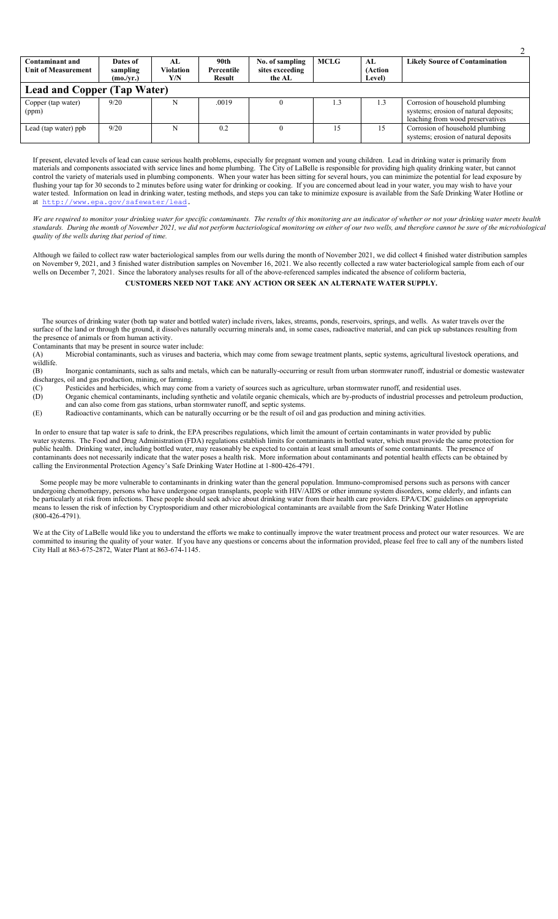| Contaminant and Unit of Measurement | Dates of sampling (mo./yr.) | AL Violation Y/N | 90th Percentile Result | No. of sampling sites exceeding the AL | MCLG | AL (Action Level) | Likely Source of Contamination |
|---|---|---|---|---|---|---|---|
| **Lead and Copper (Tap Water)** | | | | | | | |
| Copper (tap water) (ppm) | 9/20 | N | .0019 | 0 | 1.3 | 1.3 | Corrosion of household plumbing systems; erosion of natural deposits; leaching from wood preservatives |
| Lead (tap water) ppb | 9/20 | N | 0.2 | 0 | 15 | 15 | Corrosion of household plumbing systems; erosion of natural deposits |

If present, elevated levels of lead can cause serious health problems, especially for pregnant women and young children. Lead in drinking water is primarily from materials and components associated with service lines and home plumbing. The City of LaBelle is responsible for providing high quality drinking water, but cannot control the variety of materials used in plumbing components. When your water has been sitting for several hours, you can minimize the potential for lead exposure by flushing your tap for 30 seconds to 2 minutes before using water for drinking or cooking. If you are concerned about lead in your water, you may wish to have your water tested. Information on lead in drinking water, testing methods, and steps you can take to minimize exposure is available from the Safe Drinking Water Hotline or at http://www.epa.gov/safewater/lead.

*We are required to monitor your drinking water for specific contaminants. The results of this monitoring are an indicator of whether or not your drinking water meets health standards. During the month of November 2021, we did not perform bacteriological monitoring on either of our two wells, and therefore cannot be sure of the microbiological quality of the wells during that period of time.*

Although we failed to collect raw water bacteriological samples from our wells during the month of November 2021, we did collect 4 finished water distribution samples on November 9, 2021, and 3 finished water distribution samples on November 16, 2021. We also recently collected a raw water bacteriological sample from each of our wells on December 7, 2021. Since the laboratory analyses results for all of the above-referenced samples indicated the absence of coliform bacteria,

**CUSTOMERS NEED NOT TAKE ANY ACTION OR SEEK AN ALTERNATE WATER SUPPLY.**

The sources of drinking water (both tap water and bottled water) include rivers, lakes, streams, ponds, reservoirs, springs, and wells. As water travels over the surface of the land or through the ground, it dissolves naturally occurring minerals and, in some cases, radioactive material, and can pick up substances resulting from the presence of animals or from human activity.

Contaminants that may be present in source water include:

(A) Microbial contaminants, such as viruses and bacteria, which may come from sewage treatment plants, septic systems, agricultural livestock operations, and wildlife.

(B) Inorganic contaminants, such as salts and metals, which can be naturally-occurring or result from urban stormwater runoff, industrial or domestic wastewater discharges, oil and gas production, mining, or farming.

(C) Pesticides and herbicides, which may come from a variety of sources such as agriculture, urban stormwater runoff, and residential uses.

(D) Organic chemical contaminants, including synthetic and volatile organic chemicals, which are by-products of industrial processes and petroleum production, and can also come from gas stations, urban stormwater runoff, and septic systems.

(E) Radioactive contaminants, which can be naturally occurring or be the result of oil and gas production and mining activities.

In order to ensure that tap water is safe to drink, the EPA prescribes regulations, which limit the amount of certain contaminants in water provided by public water systems. The Food and Drug Administration (FDA) regulations establish limits for contaminants in bottled water, which must provide the same protection for public health. Drinking water, including bottled water, may reasonably be expected to contain at least small amounts of some contaminants. The presence of contaminants does not necessarily indicate that the water poses a health risk. More information about contaminants and potential health effects can be obtained by calling the Environmental Protection Agency's Safe Drinking Water Hotline at 1-800-426-4791.

Some people may be more vulnerable to contaminants in drinking water than the general population. Immuno-compromised persons such as persons with cancer undergoing chemotherapy, persons who have undergone organ transplants, people with HIV/AIDS or other immune system disorders, some elderly, and infants can be particularly at risk from infections. These people should seek advice about drinking water from their health care providers. EPA/CDC guidelines on appropriate means to lessen the risk of infection by Cryptosporidium and other microbiological contaminants are available from the Safe Drinking Water Hotline (800-426-4791).

We at the City of LaBelle would like you to understand the efforts we make to continually improve the water treatment process and protect our water resources. We are committed to insuring the quality of your water. If you have any questions or concerns about the information provided, please feel free to call any of the numbers listed City Hall at 863-675-2872, Water Plant at 863-674-1145.